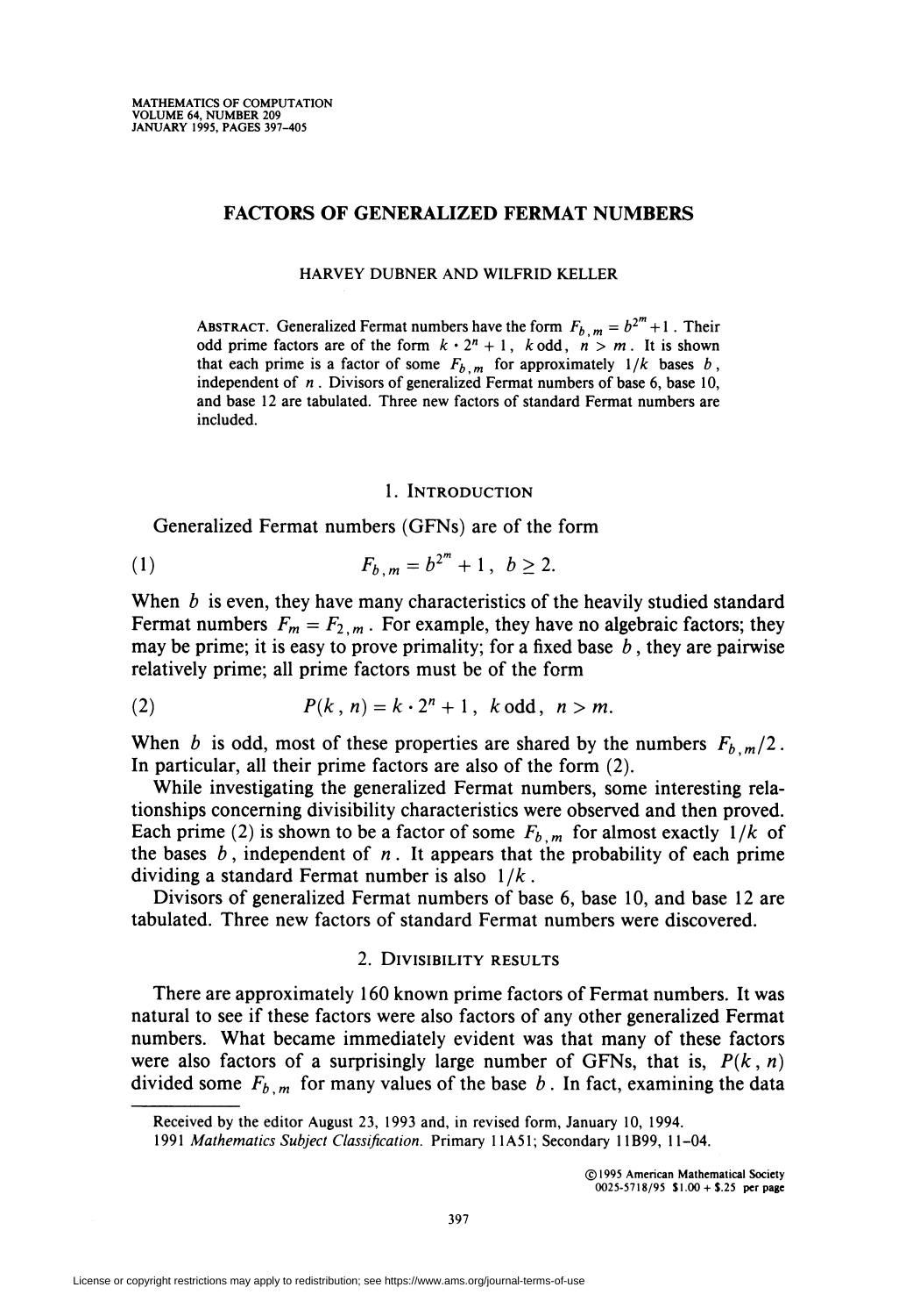# FACTORS OF GENERALIZED FERMAT NUMBERS

HARVEY DUBNER AND WILFRID KELLER

ABSTRACT. Generalized Fermat numbers have the form $F_{b,m} = b^{2^m} + 1$. Their odd prime factors are of the form $k \cdot 2^n + 1$, $k$ odd, $n > m$. It is shown that each prime is a factor of some $F_{b,m}$ for approximately $1/k$ bases $b$, independent of $n$. Divisors of generalized Fermat numbers of base 6, base 10, and base 12 are tabulated. Three new factors of standard Fermat numbers are included.

## 1. Introduction

Generalized Fermat numbers (GFNs) are of the form

$$F_{b,m} = b^{2^m} + 1, \quad b \geq 2. \tag{1}$$

When $b$ is even, they have many characteristics of the heavily studied standard Fermat numbers $F_m = F_{2,m}$. For example, they have no algebraic factors; they may be prime; it is easy to prove primality; for a fixed base $b$, they are pairwise relatively prime; all prime factors must be of the form

$$P(k, n) = k \cdot 2^n + 1, \quad k \text{ odd}, \quad n > m. \tag{2}$$

When $b$ is odd, most of these properties are shared by the numbers $F_{b,m}/2$. In particular, all their prime factors are also of the form (2).

While investigating the generalized Fermat numbers, some interesting relationships concerning divisibility characteristics were observed and then proved. Each prime (2) is shown to be a factor of some $F_{b,m}$ for almost exactly $1/k$ of the bases $b$, independent of $n$. It appears that the probability of each prime dividing a standard Fermat number is also $1/k$.

Divisors of generalized Fermat numbers of base 6, base 10, and base 12 are tabulated. Three new factors of standard Fermat numbers were discovered.

## 2. Divisibility results

There are approximately 160 known prime factors of Fermat numbers. It was natural to see if these factors were also factors of any other generalized Fermat numbers. What became immediately evident was that many of these factors were also factors of a surprisingly large number of GFNs, that is, $P(k, n)$ divided some $F_{b,m}$ for many values of the base $b$. In fact, examining the data

---

Received by the editor August 23, 1993 and, in revised form, January 10, 1994.

1991 *Mathematics Subject Classification*. Primary 11A51; Secondary 11B99, 11-04.

©1995 American Mathematical Society
0025-5718/95 \$1.00 + \$.25 per page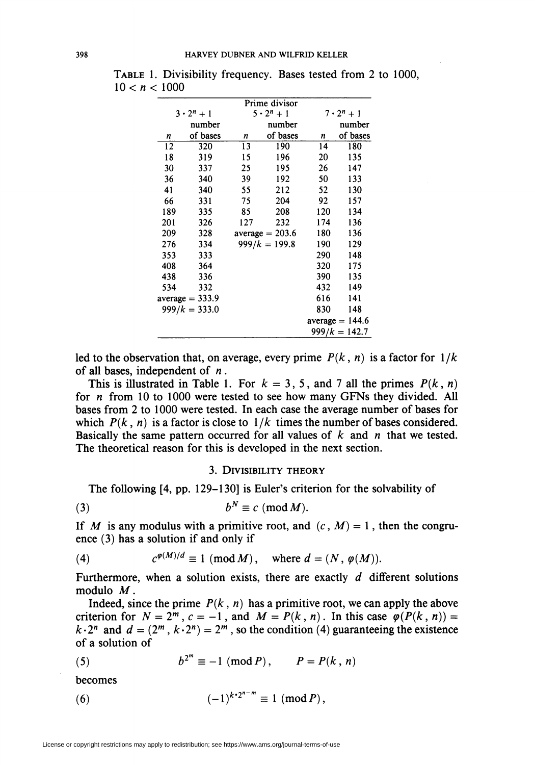TABLE 1. Divisibility frequency. Bases tested from 2 to 1000, $10 < n < 1000$

| Prime divisor | | | | | |
|---|---|---|---|---|---|
| $3 \cdot 2^n + 1$ | | $5 \cdot 2^n + 1$ | | $7 \cdot 2^n + 1$ | |
| $n$ | number of bases | $n$ | number of bases | $n$ | number of bases |
| 12 | 320 | 13 | 190 | 14 | 180 |
| 18 | 319 | 15 | 196 | 20 | 135 |
| 30 | 337 | 25 | 195 | 26 | 147 |
| 36 | 340 | 39 | 192 | 50 | 133 |
| 41 | 340 | 55 | 212 | 52 | 130 |
| 66 | 331 | 75 | 204 | 92 | 157 |
| 189 | 335 | 85 | 208 | 120 | 134 |
| 201 | 326 | 127 | 232 | 174 | 136 |
| 209 | 328 | average = 203.6 | | 180 | 136 |
| 276 | 334 | $999/k$ = 199.8 | | 190 | 129 |
| 353 | 333 | | | 290 | 148 |
| 408 | 364 | | | 320 | 175 |
| 438 | 336 | | | 390 | 135 |
| 534 | 332 | | | 432 | 149 |
| average = 333.9 | | | | 616 | 141 |
| $999/k$ = 333.0 | | | | 830 | 148 |
| | | | | average = 144.6 | |
| | | | | $999/k$ = 142.7 | |

led to the observation that, on average, every prime $P(k, n)$ is a factor for $1/k$ of all bases, independent of $n$.

This is illustrated in Table 1. For $k = 3, 5$, and 7 all the primes $P(k, n)$ for $n$ from 10 to 1000 were tested to see how many GFNs they divided. All bases from 2 to 1000 were tested. In each case the average number of bases for which $P(k, n)$ is a factor is close to $1/k$ times the number of bases considered. Basically the same pattern occurred for all values of $k$ and $n$ that we tested. The theoretical reason for this is developed in the next section.

## 3. Divisibility theory

The following [4, pp. 129–130] is Euler's criterion for the solvability of

$$b^N \equiv c \pmod{M}. \tag{3}$$

If $M$ is any modulus with a primitive root, and $(c, M) = 1$, then the congruence (3) has a solution if and only if

$$c^{\varphi(M)/d} \equiv 1 \pmod{M}, \quad \text{where } d = (N, \varphi(M)). \tag{4}$$

Furthermore, when a solution exists, there are exactly $d$ different solutions modulo $M$.

Indeed, since the prime $P(k, n)$ has a primitive root, we can apply the above criterion for $N = 2^m$, $c = -1$, and $M = P(k, n)$. In this case $\varphi(P(k, n)) = k \cdot 2^n$ and $d = (2^m, k \cdot 2^n) = 2^m$, so the condition (4) guaranteeing the existence of a solution of

$$b^{2^m} \equiv -1 \pmod{P}, \qquad P = P(k, n) \tag{5}$$

becomes

$$(-1)^{k \cdot 2^{n-m}} \equiv 1 \pmod{P}, \tag{6}$$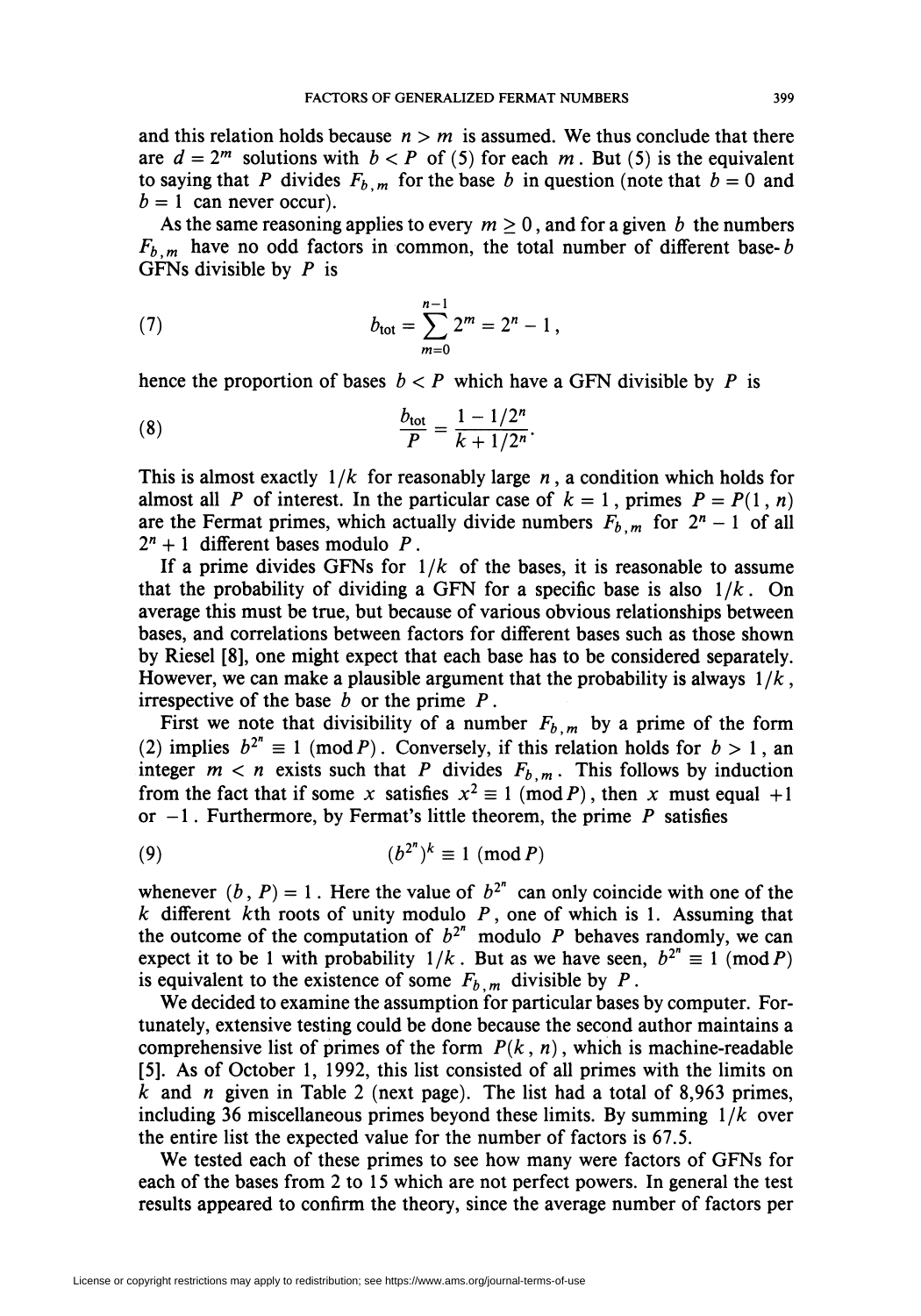and this relation holds because $n > m$ is assumed. We thus conclude that there are $d = 2^m$ solutions with $b < P$ of (5) for each $m$. But (5) is the equivalent to saying that $P$ divides $F_{b,m}$ for the base $b$ in question (note that $b = 0$ and $b = 1$ can never occur).

As the same reasoning applies to every $m \geq 0$, and for a given $b$ the numbers $F_{b,m}$ have no odd factors in common, the total number of different base-$b$ GFNs divisible by $P$ is

$$b_{\text{tot}} = \sum_{m=0}^{n-1} 2^m = 2^n - 1, \tag{7}$$

hence the proportion of bases $b < P$ which have a GFN divisible by $P$ is

$$\frac{b_{\text{tot}}}{P} = \frac{1 - 1/2^n}{k + 1/2^n}. \tag{8}$$

This is almost exactly $1/k$ for reasonably large $n$, a condition which holds for almost all $P$ of interest. In the particular case of $k = 1$, primes $P = P(1, n)$ are the Fermat primes, which actually divide numbers $F_{b,m}$ for $2^n - 1$ of all $2^n + 1$ different bases modulo $P$.

If a prime divides GFNs for $1/k$ of the bases, it is reasonable to assume that the probability of dividing a GFN for a specific base is also $1/k$. On average this must be true, but because of various obvious relationships between bases, and correlations between factors for different bases such as those shown by Riesel [8], one might expect that each base has to be considered separately. However, we can make a plausible argument that the probability is always $1/k$, irrespective of the base $b$ or the prime $P$.

First we note that divisibility of a number $F_{b,m}$ by a prime of the form (2) implies $b^{2^n} \equiv 1 \pmod{P}$. Conversely, if this relation holds for $b > 1$, an integer $m < n$ exists such that $P$ divides $F_{b,m}$. This follows by induction from the fact that if some $x$ satisfies $x^2 \equiv 1 \pmod{P}$, then $x$ must equal $+1$ or $-1$. Furthermore, by Fermat's little theorem, the prime $P$ satisfies

$$(b^{2^n})^k \equiv 1 \pmod{P} \tag{9}$$

whenever $(b, P) = 1$. Here the value of $b^{2^n}$ can only coincide with one of the $k$ different $k$th roots of unity modulo $P$, one of which is 1. Assuming that the outcome of the computation of $b^{2^n}$ modulo $P$ behaves randomly, we can expect it to be 1 with probability $1/k$. But as we have seen, $b^{2^n} \equiv 1 \pmod{P}$ is equivalent to the existence of some $F_{b,m}$ divisible by $P$.

We decided to examine the assumption for particular bases by computer. Fortunately, extensive testing could be done because the second author maintains a comprehensive list of primes of the form $P(k, n)$, which is machine-readable [5]. As of October 1, 1992, this list consisted of all primes with the limits on $k$ and $n$ given in Table 2 (next page). The list had a total of 8,963 primes, including 36 miscellaneous primes beyond these limits. By summing $1/k$ over the entire list the expected value for the number of factors is 67.5.

We tested each of these primes to see how many were factors of GFNs for each of the bases from 2 to 15 which are not perfect powers. In general the test results appeared to confirm the theory, since the average number of factors per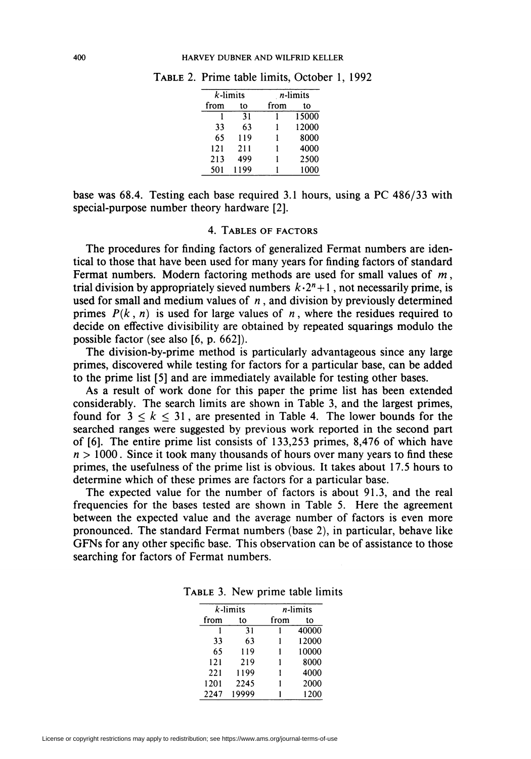TABLE 2. Prime table limits, October 1, 1992

| $k$-limits | | $n$-limits | |
|---|---|---|---|
| from | to | from | to |
| 1 | 31 | 1 | 15000 |
| 33 | 63 | 1 | 12000 |
| 65 | 119 | 1 | 8000 |
| 121 | 211 | 1 | 4000 |
| 213 | 499 | 1 | 2500 |
| 501 | 1199 | 1 | 1000 |

base was 68.4. Testing each base required 3.1 hours, using a PC 486/33 with special-purpose number theory hardware [2].

## 4. TABLES OF FACTORS

The procedures for finding factors of generalized Fermat numbers are identical to those that have been used for many years for finding factors of standard Fermat numbers. Modern factoring methods are used for small values of $m$, trial division by appropriately sieved numbers $k \cdot 2^n + 1$, not necessarily prime, is used for small and medium values of $n$, and division by previously determined primes $P(k, n)$ is used for large values of $n$, where the residues required to decide on effective divisibility are obtained by repeated squarings modulo the possible factor (see also [6, p. 662]).

The division-by-prime method is particularly advantageous since any large primes, discovered while testing for factors for a particular base, can be added to the prime list [5] and are immediately available for testing other bases.

As a result of work done for this paper the prime list has been extended considerably. The search limits are shown in Table 3, and the largest primes, found for $3 \leq k \leq 31$, are presented in Table 4. The lower bounds for the searched ranges were suggested by previous work reported in the second part of [6]. The entire prime list consists of 133,253 primes, 8,476 of which have $n > 1000$. Since it took many thousands of hours over many years to find these primes, the usefulness of the prime list is obvious. It takes about 17.5 hours to determine which of these primes are factors for a particular base.

The expected value for the number of factors is about 91.3, and the real frequencies for the bases tested are shown in Table 5. Here the agreement between the expected value and the average number of factors is even more pronounced. The standard Fermat numbers (base 2), in particular, behave like GFNs for any other specific base. This observation can be of assistance to those searching for factors of Fermat numbers.

TABLE 3. New prime table limits

| $k$-limits | | $n$-limits | |
|---|---|---|---|
| from | to | from | to |
| 1 | 31 | 1 | 40000 |
| 33 | 63 | 1 | 12000 |
| 65 | 119 | 1 | 10000 |
| 121 | 219 | 1 | 8000 |
| 221 | 1199 | 1 | 4000 |
| 1201 | 2245 | 1 | 2000 |
| 2247 | 19999 | 1 | 1200 |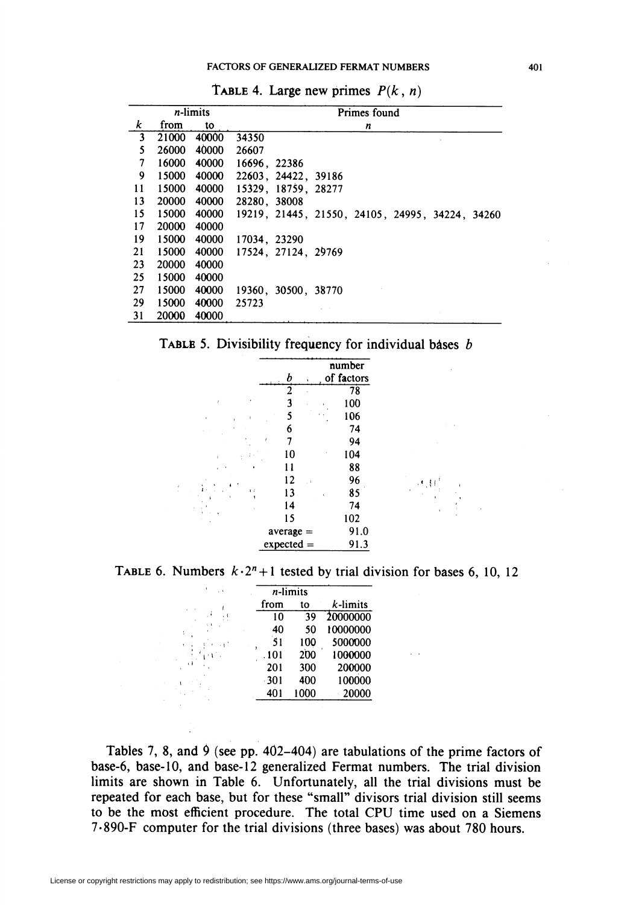**TABLE 4.** Large new primes $P(k, n)$

| $k$ | $n$-limits from | to | Primes found $n$ |
|---|---|---|---|
| 3 | 21000 | 40000 | 34350 |
| 5 | 26000 | 40000 | 26607 |
| 7 | 16000 | 40000 | 16696, 22386 |
| 9 | 15000 | 40000 | 22603, 24422, 39186 |
| 11 | 15000 | 40000 | 15329, 18759, 28277 |
| 13 | 20000 | 40000 | 28280, 38008 |
| 15 | 15000 | 40000 | 19219, 21445, 21550, 24105, 24995, 34224, 34260 |
| 17 | 20000 | 40000 | |
| 19 | 15000 | 40000 | 17034, 23290 |
| 21 | 15000 | 40000 | 17524, 27124, 29769 |
| 23 | 20000 | 40000 | |
| 25 | 15000 | 40000 | |
| 27 | 15000 | 40000 | 19360, 30500, 38770 |
| 29 | 15000 | 40000 | 25723 |
| 31 | 20000 | 40000 | |

**TABLE 5.** Divisibility frequency for individual bases $b$

| $b$ | number of factors |
|---|---|
| 2 | 78 |
| 3 | 100 |
| 5 | 106 |
| 6 | 74 |
| 7 | 94 |
| 10 | 104 |
| 11 | 88 |
| 12 | 96 |
| 13 | 85 |
| 14 | 74 |
| 15 | 102 |
| average = | 91.0 |
| expected = | 91.3 |

**TABLE 6.** Numbers $k \cdot 2^n + 1$ tested by trial division for bases 6, 10, 12

| $n$-limits from | to | $k$-limits |
|---|---|---|
| 10 | 39 | 20000000 |
| 40 | 50 | 10000000 |
| 51 | 100 | 5000000 |
| 101 | 200 | 1000000 |
| 201 | 300 | 200000 |
| 301 | 400 | 100000 |
| 401 | 1000 | 20000 |

Tables 7, 8, and 9 (see pp. 402–404) are tabulations of the prime factors of base-6, base-10, and base-12 generalized Fermat numbers. The trial division limits are shown in Table 6. Unfortunately, all the trial divisions must be repeated for each base, but for these "small" divisors trial division still seems to be the most efficient procedure. The total CPU time used on a Siemens 7·890-F computer for the trial divisions (three bases) was about 780 hours.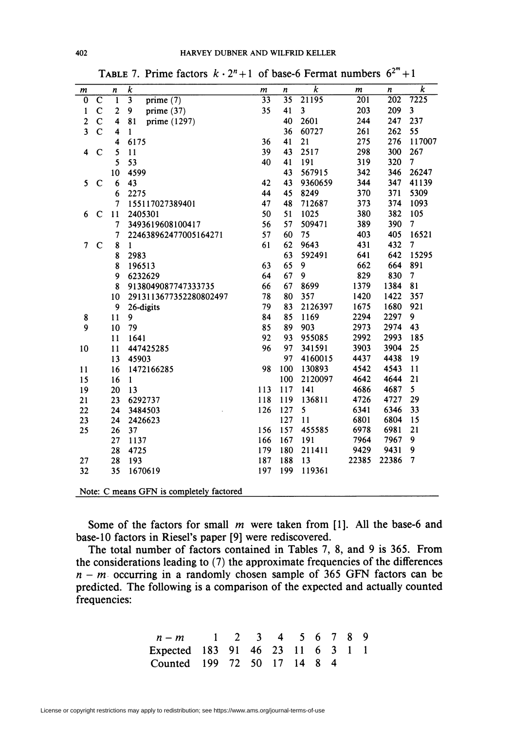TABLE 7. Prime factors $k \cdot 2^n + 1$ of base-6 Fermat numbers $6^{2^m} + 1$

| $m$ | | $n$ | $k$ | $m$ | $n$ | $k$ | $m$ | $n$ | $k$ |
|---|---|---|---|---|---|---|---|---|---|
| 0 | C | 1 | 3 prime (7) | 33 | 35 | 21195 | 201 | 202 | 7225 |
| 1 | C | 2 | 9 prime (37) | 35 | 41 | 3 | 203 | 209 | 3 |
| 2 | C | 4 | 81 prime (1297) | | 40 | 2601 | 244 | 247 | 237 |
| 3 | C | 4 | 1 | | 36 | 60727 | 261 | 262 | 55 |
| | | 4 | 6175 | 36 | 41 | 21 | 275 | 276 | 117007 |
| 4 | C | 5 | 11 | 39 | 43 | 2517 | 298 | 300 | 267 |
| | | 5 | 53 | 40 | 41 | 191 | 319 | 320 | 7 |
| | | 10 | 4599 | | 43 | 567915 | 342 | 346 | 26247 |
| 5 | C | 6 | 43 | 42 | 43 | 9360659 | 344 | 347 | 41139 |
| | | 6 | 2275 | 44 | 45 | 8249 | 370 | 371 | 5309 |
| | | 7 | 155117027389401 | 47 | 48 | 712687 | 373 | 374 | 1093 |
| 6 | C | 11 | 2405301 | 50 | 51 | 1025 | 380 | 382 | 105 |
| | | 7 | 3493619608100417 | 56 | 57 | 509471 | 389 | 390 | 7 |
| | | 7 | 224638962477005164271 | 57 | 60 | 75 | 403 | 405 | 16521 |
| 7 | C | 8 | 1 | 61 | 62 | 9643 | 431 | 432 | 7 |
| | | 8 | 2983 | | 63 | 592491 | 641 | 642 | 15295 |
| | | 8 | 196513 | 63 | 65 | 9 | 662 | 664 | 891 |
| | | 9 | 6232629 | 64 | 67 | 9 | 829 | 830 | 7 |
| | | 8 | 9138049087747333735 | 66 | 67 | 8699 | 1379 | 1384 | 81 |
| | | 10 | 2913113677352280802497 | 78 | 80 | 357 | 1420 | 1422 | 357 |
| | | 9 | 26-digits | 79 | 83 | 2126397 | 1675 | 1680 | 921 |
| 8 | | 11 | 9 | 84 | 85 | 1169 | 2294 | 2297 | 9 |
| 9 | | 10 | 79 | 85 | 89 | 903 | 2973 | 2974 | 43 |
| | | 11 | 1641 | 92 | 93 | 955085 | 2992 | 2993 | 185 |
| 10 | | 11 | 447425285 | 96 | 97 | 341591 | 3903 | 3904 | 25 |
| | | 13 | 45903 | | 97 | 4160015 | 4437 | 4438 | 19 |
| 11 | | 16 | 1472166285 | 98 | 100 | 130893 | 4542 | 4543 | 11 |
| 15 | | 16 | 1 | | 100 | 2120097 | 4642 | 4644 | 21 |
| 19 | | 20 | 13 | 113 | 117 | 141 | 4686 | 4687 | 5 |
| 21 | | 23 | 6292737 | 118 | 119 | 136811 | 4726 | 4727 | 29 |
| 22 | | 24 | 3484503 | 126 | 127 | 5 | 6341 | 6346 | 33 |
| 23 | | 24 | 2426623 | | 127 | 11 | 6801 | 6804 | 15 |
| 25 | | 26 | 37 | 156 | 157 | 455585 | 6978 | 6981 | 21 |
| | | 27 | 1137 | 166 | 167 | 191 | 7964 | 7967 | 9 |
| | | 28 | 4725 | 179 | 180 | 211411 | 9429 | 9431 | 9 |
| 27 | | 28 | 193 | 187 | 188 | 13 | 22385 | 22386 | 7 |
| 32 | | 35 | 1670619 | 197 | 199 | 119361 | | | |

Note: C means GFN is completely factored

Some of the factors for small $m$ were taken from [1]. All the base-6 and base-10 factors in Riesel's paper [9] were rediscovered.

The total number of factors contained in Tables 7, 8, and 9 is 365. From the considerations leading to (7) the approximate frequencies of the differences $n - m$ occurring in a randomly chosen sample of 365 GFN factors can be predicted. The following is a comparison of the expected and actually counted frequencies:

| $n - m$ | 1 | 2 | 3 | 4 | 5 | 6 | 7 | 8 | 9 |
|---|---|---|---|---|---|---|---|---|---|
| Expected | 183 | 91 | 46 | 23 | 11 | 6 | 3 | 1 | 1 |
| Counted | 199 | 72 | 50 | 17 | 14 | 8 | 4 | | |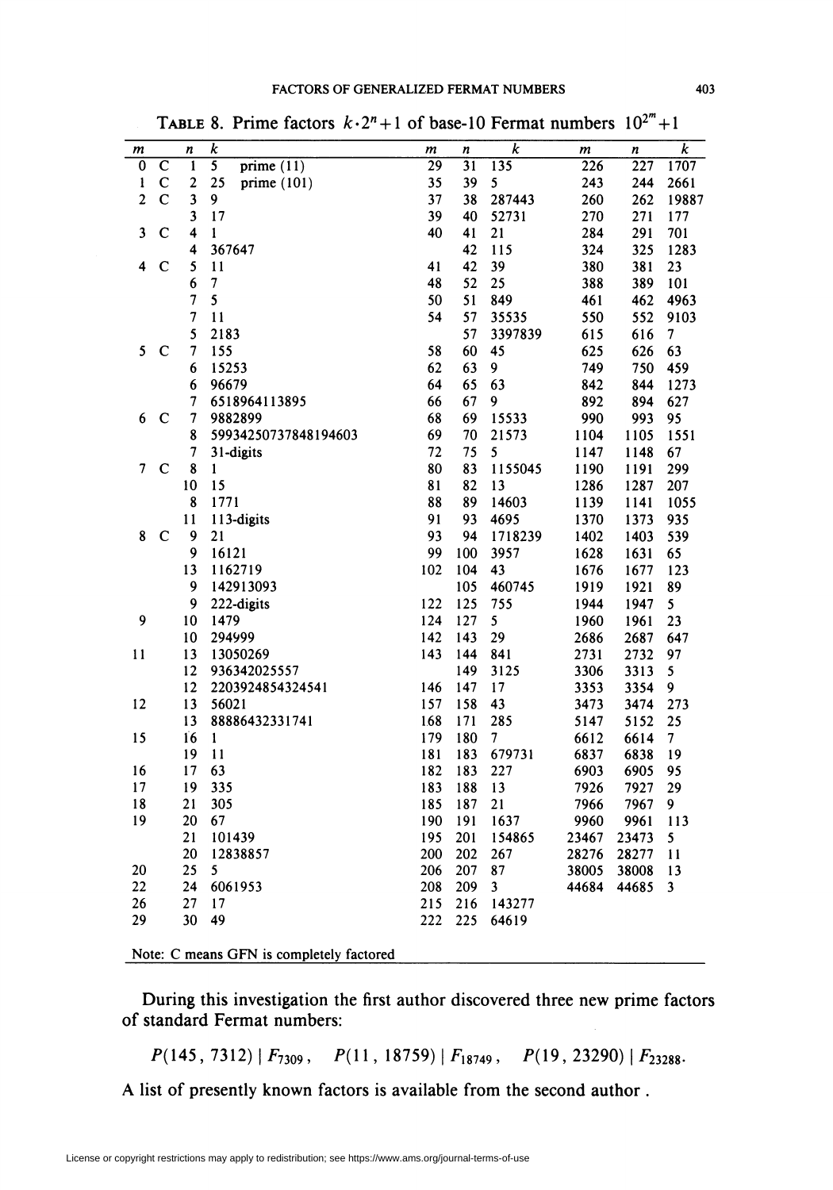**Table 8.** Prime factors $k \cdot 2^n + 1$ of base-10 Fermat numbers $10^{2^m} + 1$

| $m$ | | $n$ | $k$ | $m$ | $n$ | $k$ | $m$ | $n$ | $k$ |
|---|---|---|---|---|---|---|---|---|---|
| 0 | C | 1 | 5 prime (11) | 29 | 31 | 135 | 226 | 227 | 1707 |
| 1 | C | 2 | 25 prime (101) | 35 | 39 | 5 | 243 | 244 | 2661 |
| 2 | C | 3 | 9 | 37 | 38 | 287443 | 260 | 262 | 19887 |
| | | 3 | 17 | 39 | 40 | 52731 | 270 | 271 | 177 |
| 3 | C | 4 | 1 | 40 | 41 | 21 | 284 | 291 | 701 |
| | | 4 | 367647 | | 42 | 115 | 324 | 325 | 1283 |
| 4 | C | 5 | 11 | 41 | 42 | 39 | 380 | 381 | 23 |
| | | 6 | 7 | 48 | 52 | 25 | 388 | 389 | 101 |
| | | 7 | 5 | 50 | 51 | 849 | 461 | 462 | 4963 |
| | | 7 | 11 | 54 | 57 | 35535 | 550 | 552 | 9103 |
| | | 5 | 2183 | | 57 | 3397839 | 615 | 616 | 7 |
| 5 | C | 7 | 155 | 58 | 60 | 45 | 625 | 626 | 63 |
| | | 6 | 15253 | 62 | 63 | 9 | 749 | 750 | 459 |
| | | 6 | 96679 | 64 | 65 | 63 | 842 | 844 | 1273 |
| | | 7 | 6518964113895 | 66 | 67 | 9 | 892 | 894 | 627 |
| 6 | C | 7 | 9882899 | 68 | 69 | 15533 | 990 | 993 | 95 |
| | | 8 | 59934250737848194603 | 69 | 70 | 21573 | 1104 | 1105 | 1551 |
| | | 7 | 31-digits | 72 | 75 | 5 | 1147 | 1148 | 67 |
| 7 | C | 8 | 1 | 80 | 83 | 1155045 | 1190 | 1191 | 299 |
| | | 10 | 15 | 81 | 82 | 13 | 1286 | 1287 | 207 |
| | | 8 | 1771 | 88 | 89 | 14603 | 1139 | 1141 | 1055 |
| | | 11 | 113-digits | 91 | 93 | 4695 | 1370 | 1373 | 935 |
| 8 | C | 9 | 21 | 93 | 94 | 1718239 | 1402 | 1403 | 539 |
| | | 9 | 16121 | 99 | 100 | 3957 | 1628 | 1631 | 65 |
| | | 13 | 1162719 | 102 | 104 | 43 | 1676 | 1677 | 123 |
| | | 9 | 142913093 | | 105 | 460745 | 1919 | 1921 | 89 |
| | | 9 | 222-digits | 122 | 125 | 755 | 1944 | 1947 | 5 |
| 9 | | 10 | 1479 | 124 | 127 | 5 | 1960 | 1961 | 23 |
| | | 10 | 294999 | 142 | 143 | 29 | 2686 | 2687 | 647 |
| 11 | | 13 | 13050269 | 143 | 144 | 841 | 2731 | 2732 | 97 |
| | | 12 | 936342025557 | | 149 | 3125 | 3306 | 3313 | 5 |
| | | 12 | 2203924854324541 | 146 | 147 | 17 | 3353 | 3354 | 9 |
| 12 | | 13 | 56021 | 157 | 158 | 43 | 3473 | 3474 | 273 |
| | | 13 | 88886432331741 | 168 | 171 | 285 | 5147 | 5152 | 25 |
| 15 | | 16 | 1 | 179 | 180 | 7 | 6612 | 6614 | 7 |
| | | 19 | 11 | 181 | 183 | 679731 | 6837 | 6838 | 19 |
| 16 | | 17 | 63 | 182 | 183 | 227 | 6903 | 6905 | 95 |
| 17 | | 19 | 335 | 183 | 188 | 13 | 7926 | 7927 | 29 |
| 18 | | 21 | 305 | 185 | 187 | 21 | 7966 | 7967 | 9 |
| 19 | | 20 | 67 | 190 | 191 | 1637 | 9960 | 9961 | 113 |
| | | 21 | 101439 | 195 | 201 | 154865 | 23467 | 23473 | 5 |
| | | 20 | 12838857 | 200 | 202 | 267 | 28276 | 28277 | 11 |
| 20 | | 25 | 5 | 206 | 207 | 87 | 38005 | 38008 | 13 |
| 22 | | 24 | 6061953 | 208 | 209 | 3 | 44684 | 44685 | 3 |
| 26 | | 27 | 17 | 215 | 216 | 143277 | | | |
| 29 | | 30 | 49 | 222 | 225 | 64619 | | | |

Note: C means GFN is completely factored

During this investigation the first author discovered three new prime factors of standard Fermat numbers:

$$P(145, 7312) \mid F_{7309}, \quad P(11, 18759) \mid F_{18749}, \quad P(19, 23290) \mid F_{23288}.$$

A list of presently known factors is available from the second author .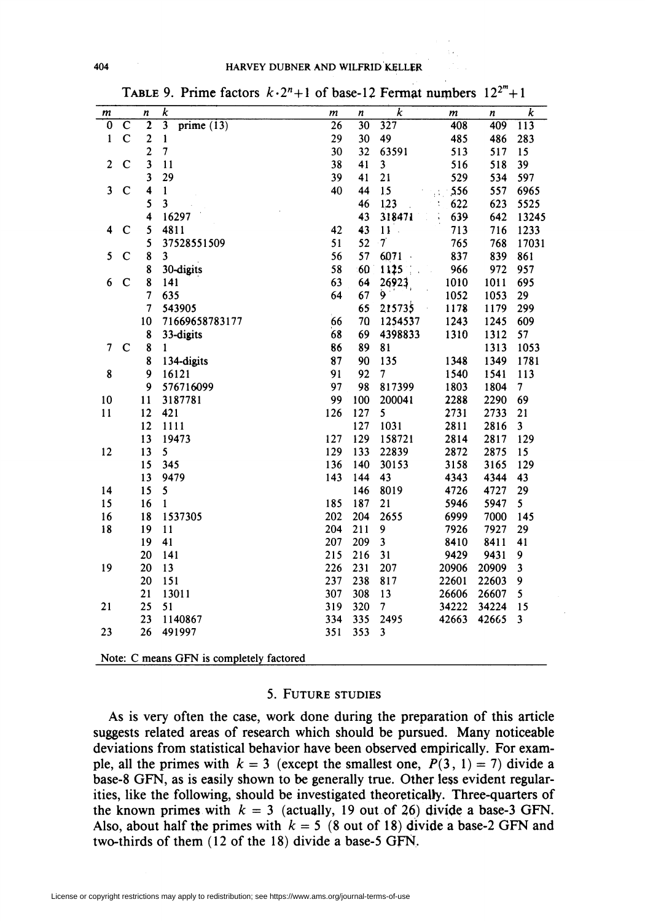TABLE 9. Prime factors $k \cdot 2^n + 1$ of base-12 Fermat numbers $12^{2^m}+1$

| $m$ | | $n$ | $k$ | $m$ | $n$ | $k$ | $m$ | $n$ | $k$ |
|---|---|---|---|---|---|---|---|---|---|
| 0 | C | 2 | 3 prime (13) | 26 | 30 | 327 | 408 | 409 | 113 |
| 1 | C | 2 | 1 | 29 | 30 | 49 | 485 | 486 | 283 |
| | | 2 | 7 | 30 | 32 | 63591 | 513 | 517 | 15 |
| 2 | C | 3 | 11 | 38 | 41 | 3 | 516 | 518 | 39 |
| | | 3 | 29 | 39 | 41 | 21 | 529 | 534 | 597 |
| 3 | C | 4 | 1 | 40 | 44 | 15 | 556 | 557 | 6965 |
| | | 5 | 3 | | 46 | 123 | 622 | 623 | 5525 |
| | | 4 | 16297 | | 43 | 318471 | 639 | 642 | 13245 |
| 4 | C | 5 | 4811 | 42 | 43 | 11 | 713 | 716 | 1233 |
| | | 5 | 37528551509 | 51 | 52 | 7 | 765 | 768 | 17031 |
| 5 | C | 8 | 3 | 56 | 57 | 6071 | 837 | 839 | 861 |
| | | 8 | 30-digits | 58 | 60 | 1125 | 966 | 972 | 957 |
| 6 | C | 8 | 141 | 63 | 64 | 26923 | 1010 | 1011 | 695 |
| | | 7 | 635 | 64 | 67 | 9 | 1052 | 1053 | 29 |
| | | 7 | 543905 | | 65 | 215735 | 1178 | 1179 | 299 |
| | | 10 | 71669658783177 | 66 | 70 | 1254537 | 1243 | 1245 | 609 |
| | | 8 | 33-digits | 68 | 69 | 4398833 | 1310 | 1312 | 57 |
| 7 | C | 8 | 1 | 86 | 89 | 81 | | 1313 | 1053 |
| | | 8 | 134-digits | 87 | 90 | 135 | 1348 | 1349 | 1781 |
| 8 | | 9 | 16121 | 91 | 92 | 7 | 1540 | 1541 | 113 |
| | | 9 | 576716099 | 97 | 98 | 817399 | 1803 | 1804 | 7 |
| 10 | | 11 | 3187781 | 99 | 100 | 200041 | 2288 | 2290 | 69 |
| 11 | | 12 | 421 | 126 | 127 | 5 | 2731 | 2733 | 21 |
| | | 12 | 1111 | | 127 | 1031 | 2811 | 2816 | 3 |
| | | 13 | 19473 | 127 | 129 | 158721 | 2814 | 2817 | 129 |
| 12 | | 13 | 5 | 129 | 133 | 22839 | 2872 | 2875 | 15 |
| | | 15 | 345 | 136 | 140 | 30153 | 3158 | 3165 | 129 |
| | | 13 | 9479 | 143 | 144 | 43 | 4343 | 4344 | 43 |
| 14 | | 15 | 5 | | 146 | 8019 | 4726 | 4727 | 29 |
| 15 | | 16 | 1 | 185 | 187 | 21 | 5946 | 5947 | 5 |
| 16 | | 18 | 1537305 | 202 | 204 | 2655 | 6999 | 7000 | 145 |
| 18 | | 19 | 11 | 204 | 211 | 9 | 7926 | 7927 | 29 |
| | | 19 | 41 | 207 | 209 | 3 | 8410 | 8411 | 41 |
| | | 20 | 141 | 215 | 216 | 31 | 9429 | 9431 | 9 |
| 19 | | 20 | 13 | 226 | 231 | 207 | 20906 | 20909 | 3 |
| | | 20 | 151 | 237 | 238 | 817 | 22601 | 22603 | 9 |
| | | 21 | 13011 | 307 | 308 | 13 | 26606 | 26607 | 5 |
| 21 | | 25 | 51 | 319 | 320 | 7 | 34222 | 34224 | 15 |
| | | 23 | 1140867 | 334 | 335 | 2495 | 42663 | 42665 | 3 |
| 23 | | 26 | 491997 | 351 | 353 | 3 | | | |

Note: C means GFN is completely factored

## 5. FUTURE STUDIES

As is very often the case, work done during the preparation of this article suggests related areas of research which should be pursued. Many noticeable deviations from statistical behavior have been observed empirically. For example, all the primes with $k = 3$ (except the smallest one, $P(3, 1) = 7$) divide a base-8 GFN, as is easily shown to be generally true. Other less evident regularities, like the following, should be investigated theoretically. Three-quarters of the known primes with $k = 3$ (actually, 19 out of 26) divide a base-3 GFN. Also, about half the primes with $k = 5$ (8 out of 18) divide a base-2 GFN and two-thirds of them (12 of the 18) divide a base-5 GFN.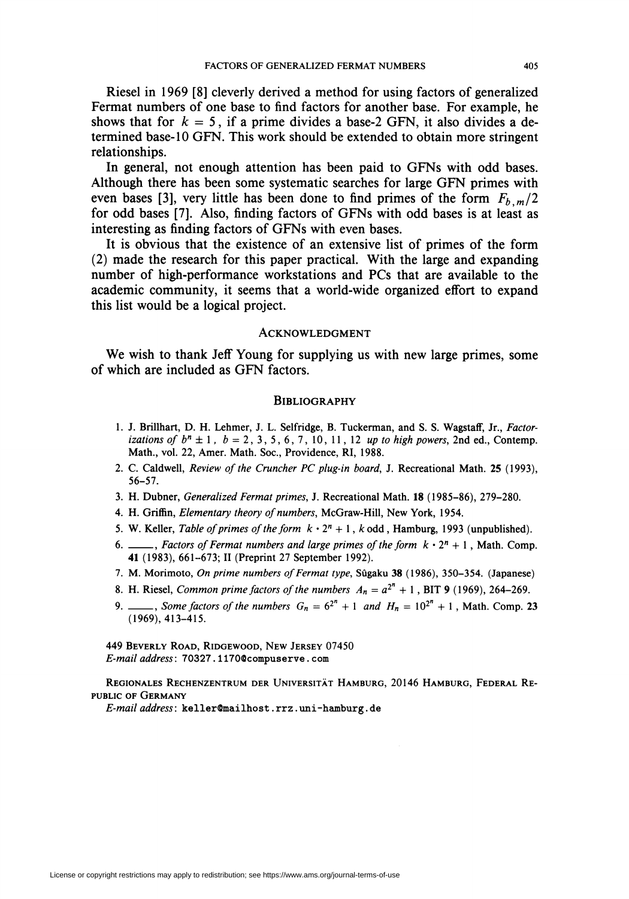Riesel in 1969 [8] cleverly derived a method for using factors of generalized Fermat numbers of one base to find factors for another base. For example, he shows that for $k = 5$, if a prime divides a base-2 GFN, it also divides a determined base-10 GFN. This work should be extended to obtain more stringent relationships.

In general, not enough attention has been paid to GFNs with odd bases. Although there has been some systematic searches for large GFN primes with even bases [3], very little has been done to find primes of the form $F_{b,m}/2$ for odd bases [7]. Also, finding factors of GFNs with odd bases is at least as interesting as finding factors of GFNs with even bases.

It is obvious that the existence of an extensive list of primes of the form (2) made the research for this paper practical. With the large and expanding number of high-performance workstations and PCs that are available to the academic community, it seems that a world-wide organized effort to expand this list would be a logical project.

## Acknowledgment

We wish to thank Jeff Young for supplying us with new large primes, some of which are included as GFN factors.

## Bibliography

1. J. Brillhart, D. H. Lehmer, J. L. Selfridge, B. Tuckerman, and S. S. Wagstaff, Jr., *Factorizations of $b^n \pm 1$, $b = 2, 3, 5, 6, 7, 10, 11, 12$ up to high powers*, 2nd ed., Contemp. Math., vol. 22, Amer. Math. Soc., Providence, RI, 1988.
2. C. Caldwell, *Review of the Cruncher PC plug-in board*, J. Recreational Math. **25** (1993), 56–57.
3. H. Dubner, *Generalized Fermat primes*, J. Recreational Math. **18** (1985–86), 279–280.
4. H. Griffin, *Elementary theory of numbers*, McGraw-Hill, New York, 1954.
5. W. Keller, *Table of primes of the form $k \cdot 2^n + 1$, $k$ odd*, Hamburg, 1993 (unpublished).
6. ——, *Factors of Fermat numbers and large primes of the form $k \cdot 2^n + 1$*, Math. Comp. **41** (1983), 661–673; II (Preprint 27 September 1992).
7. M. Morimoto, *On prime numbers of Fermat type*, Sûgaku **38** (1986), 350–354. (Japanese)
8. H. Riesel, *Common prime factors of the numbers $A_n = a^{2^n} + 1$*, BIT **9** (1969), 264–269.
9. ——, *Some factors of the numbers $G_n = 6^{2^n} + 1$ and $H_n = 10^{2^n} + 1$*, Math. Comp. **23** (1969), 413–415.

449 Beverly Road, Ridgewood, New Jersey 07450
*E-mail address*: `70327.1170@compuserve.com`

Regionales Rechenzentrum der Universität Hamburg, 20146 Hamburg, Federal Republic of Germany
*E-mail address*: `keller@mailhost.rrz.uni-hamburg.de`